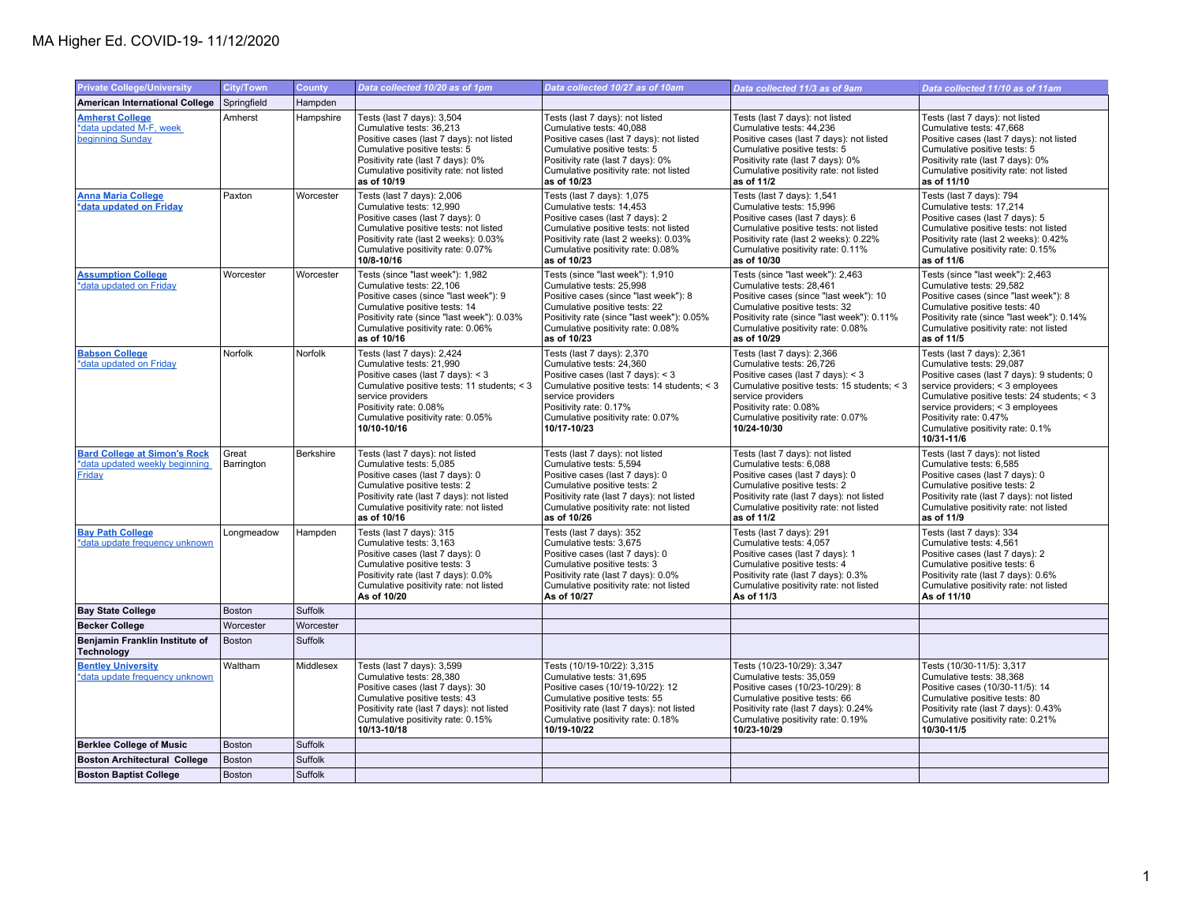# MA Higher Ed. COVID-19- 11/12/2020

| Private College/University | City/Town | County | Data collected 10/20 as of 1pm | Data collected 10/27 as of 10am | Data collected 11/3 as of 9am | Data collected 11/10 as of 11am |
|---|---|---|---|---|---|---|
| **American International College** | Springfield | Hampden | | | | |
| **Amherst College** *data updated M-F, week beginning Sunday | Amherst | Hampshire | Tests (last 7 days): 3,504<br>Cumulative tests: 36,213<br>Positive cases (last 7 days): not listed<br>Cumulative positive tests: 5<br>Positivity rate (last 7 days): 0%<br>Cumulative positivity rate: not listed<br>**as of 10/19** | Tests (last 7 days): not listed<br>Cumulative tests: 40,088<br>Positive cases (last 7 days): not listed<br>Cumulative positive tests: 5<br>Positivity rate (last 7 days): 0%<br>Cumulative positivity rate: not listed<br>**as of 10/23** | Tests (last 7 days): not listed<br>Cumulative tests: 44,236<br>Positive cases (last 7 days): not listed<br>Cumulative positive tests: 5<br>Positivity rate (last 7 days): 0%<br>Cumulative positivity rate: not listed<br>**as of 11/2** | Tests (last 7 days): not listed<br>Cumulative tests: 47,668<br>Positive cases (last 7 days): not listed<br>Cumulative positive tests: 5<br>Positivity rate (last 7 days): 0%<br>Cumulative positivity rate: not listed<br>**as of 11/10** |
| **Anna Maria College** ***data updated on Friday** | Paxton | Worcester | Tests (last 7 days): 2,006<br>Cumulative tests: 12,990<br>Positive cases (last 7 days): 0<br>Cumulative positive tests: not listed<br>Positivity rate (last 2 weeks): 0.03%<br>Cumulative positivity rate: 0.07%<br>**10/8-10/16** | Tests (last 7 days): 1,075<br>Cumulative tests: 14,453<br>Positive cases (last 7 days): 2<br>Cumulative positive tests: not listed<br>Positivity rate (last 2 weeks): 0.03%<br>Cumulative positivity rate: 0.08%<br>**as of 10/23** | Tests (last 7 days): 1,541<br>Cumulative tests: 15,996<br>Positive cases (last 7 days): 6<br>Cumulative positive tests: not listed<br>Positivity rate (last 2 weeks): 0.22%<br>Cumulative positivity rate: 0.11%<br>**as of 10/30** | Tests (last 7 days): 794<br>Cumulative tests: 17,214<br>Positive cases (last 7 days): 5<br>Cumulative positive tests: not listed<br>Positivity rate (last 2 weeks): 0.42%<br>Cumulative positivity rate: 0.15%<br>**as of 11/6** |
| **Assumption College** *data updated on Friday | Worcester | Worcester | Tests (since "last week"): 1,982<br>Cumulative tests: 22,106<br>Positive cases (since "last week"): 9<br>Cumulative positive tests: 14<br>Positivity rate (since "last week"): 0.03%<br>Cumulative positivity rate: 0.06%<br>**as of 10/16** | Tests (since "last week"): 1,910<br>Cumulative tests: 25,998<br>Positive cases (since "last week"): 8<br>Cumulative positive tests: 22<br>Positivity rate (since "last week"): 0.05%<br>Cumulative positivity rate: 0.08%<br>**as of 10/23** | Tests (since "last week"): 2,463<br>Cumulative tests: 28,461<br>Positive cases (since "last week"): 10<br>Cumulative positive tests: 32<br>Positivity rate (since "last week"): 0.11%<br>Cumulative positivity rate: 0.08%<br>**as of 10/29** | Tests (since "last week"): 2,463<br>Cumulative tests: 29,582<br>Positive cases (since "last week"): 8<br>Cumulative positive tests: 40<br>Positivity rate (since "last week"): 0.14%<br>Cumulative positivity rate: not listed<br>**as of 11/5** |
| **Babson College** *data updated on Friday | Norfolk | Norfolk | Tests (last 7 days): 2,424<br>Cumulative tests: 21,990<br>Positive cases (last 7 days): < 3<br>Cumulative positive tests: 11 students; < 3 service providers<br>Positivity rate: 0.08%<br>Cumulative positivity rate: 0.05%<br>**10/10-10/16** | Tests (last 7 days): 2,370<br>Cumulative tests: 24,360<br>Positive cases (last 7 days): < 3<br>Cumulative positive tests: 14 students; < 3 service providers<br>Positivity rate: 0.17%<br>Cumulative positivity rate: 0.07%<br>**10/17-10/23** | Tests (last 7 days): 2,366<br>Cumulative tests: 26,726<br>Positive cases (last 7 days): < 3<br>Cumulative positive tests: 15 students; < 3 service providers<br>Positivity rate: 0.08%<br>Cumulative positivity rate: 0.07%<br>**10/24-10/30** | Tests (last 7 days): 2,361<br>Cumulative tests: 29,087<br>Positive cases (last 7 days): 9 students; 0 service providers; < 3 employees<br>Cumulative positive tests: 24 students; < 3 service providers; < 3 employees<br>Positivity rate: 0.47%<br>Cumulative positivity rate: 0.1%<br>**10/31-11/6** |
| **Bard College at Simon's Rock** *data updated weekly beginning Friday | Great Barrington | Berkshire | Tests (last 7 days): not listed<br>Cumulative tests: 5,085<br>Positive cases (last 7 days): 0<br>Cumulative positive tests: 2<br>Positivity rate (last 7 days): not listed<br>Cumulative positivity rate: not listed<br>**as of 10/16** | Tests (last 7 days): not listed<br>Cumulative tests: 5,594<br>Positive cases (last 7 days): 0<br>Cumulative positive tests: 2<br>Positivity rate (last 7 days): not listed<br>Cumulative positivity rate: not listed<br>**as of 10/26** | Tests (last 7 days): not listed<br>Cumulative tests: 6,088<br>Positive cases (last 7 days): 0<br>Cumulative positive tests: 2<br>Positivity rate (last 7 days): not listed<br>Cumulative positivity rate: not listed<br>**as of 11/2** | Tests (last 7 days): not listed<br>Cumulative tests: 6,585<br>Positive cases (last 7 days): 0<br>Cumulative positive tests: 2<br>Positivity rate (last 7 days): not listed<br>Cumulative positivity rate: not listed<br>**as of 11/9** |
| **Bay Path College** *data update frequency unknown | Longmeadow | Hampden | Tests (last 7 days): 315<br>Cumulative tests: 3,163<br>Positive cases (last 7 days): 0<br>Cumulative positive tests: 3<br>Positivity rate (last 7 days): 0.0%<br>Cumulative positivity rate: not listed<br>**As of 10/20** | Tests (last 7 days): 352<br>Cumulative tests: 3,675<br>Positive cases (last 7 days): 0<br>Cumulative positive tests: 3<br>Positivity rate (last 7 days): 0.0%<br>Cumulative positivity rate: not listed<br>**As of 10/27** | Tests (last 7 days): 291<br>Cumulative tests: 4,057<br>Positive cases (last 7 days): 1<br>Cumulative positive tests: 4<br>Positivity rate (last 7 days): 0.3%<br>Cumulative positivity rate: not listed<br>**As of 11/3** | Tests (last 7 days): 334<br>Cumulative tests: 4,561<br>Positive cases (last 7 days): 2<br>Cumulative positive tests: 6<br>Positivity rate (last 7 days): 0.6%<br>Cumulative positivity rate: not listed<br>**As of 11/10** |
| **Bay State College** | Boston | Suffolk | | | | |
| **Becker College** | Worcester | Worcester | | | | |
| **Benjamin Franklin Institute of Technology** | Boston | Suffolk | | | | |
| **Bentley University** *data update frequency unknown | Waltham | Middlesex | Tests (last 7 days): 3,599<br>Cumulative tests: 28,380<br>Positive cases (last 7 days): 30<br>Cumulative positive tests: 43<br>Positivity rate (last 7 days): not listed<br>Cumulative positivity rate: 0.15%<br>**10/13-10/18** | Tests (10/19-10/22): 3,315<br>Cumulative tests: 31,695<br>Positive cases (10/19-10/22): 12<br>Cumulative positive tests: 55<br>Positivity rate (last 7 days): not listed<br>Cumulative positivity rate: 0.18%<br>**10/19-10/22** | Tests (10/23-10/29): 3,347<br>Cumulative tests: 35,059<br>Positive cases (10/23-10/29): 8<br>Cumulative positive tests: 66<br>Positivity rate (last 7 days): 0.24%<br>Cumulative positivity rate: 0.19%<br>**10/23-10/29** | Tests (10/30-11/5): 3,317<br>Cumulative tests: 38,368<br>Positive cases (10/30-11/5): 14<br>Cumulative positive tests: 80<br>Positivity rate (last 7 days): 0.43%<br>Cumulative positivity rate: 0.21%<br>**10/30-11/5** |
| **Berklee College of Music** | Boston | Suffolk | | | | |
| **Boston Architectural College** | Boston | Suffolk | | | | |
| **Boston Baptist College** | Boston | Suffolk | | | | |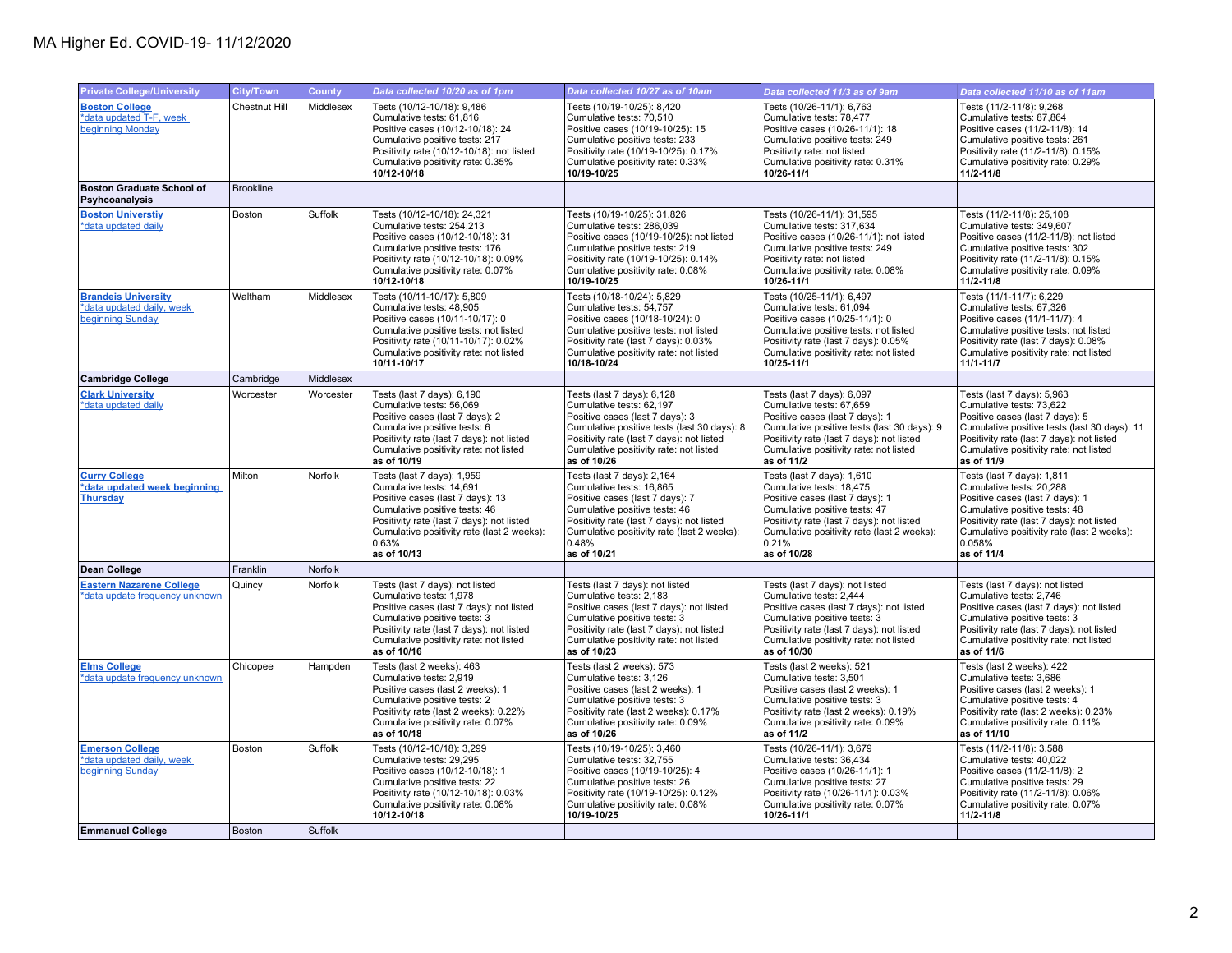# MA Higher Ed. COVID-19- 11/12/2020

| Private College/University | City/Town | County | Data collected 10/20 as of 1pm | Data collected 10/27 as of 10am | Data collected 11/3 as of 9am | Data collected 11/10 as of 11am |
|---|---|---|---|---|---|---|
| **Boston College** *data updated T-F, week beginning Monday | Chestnut Hill | Middlesex | Tests (10/12-10/18): 9,486<br>Cumulative tests: 61,816<br>Positive cases (10/12-10/18): 24<br>Cumulative positive tests: 217<br>Positivity rate (10/12-10/18): not listed<br>Cumulative positivity rate: 0.35%<br>**10/12-10/18** | Tests (10/19-10/25): 8,420<br>Cumulative tests: 70,510<br>Positive cases (10/19-10/25): 15<br>Cumulative positive tests: 233<br>Positivity rate (10/19-10/25): 0.17%<br>Cumulative positivity rate: 0.33%<br>**10/19-10/25** | Tests (10/26-11/1): 6,763<br>Cumulative tests: 78,477<br>Positive cases (10/26-11/1): 18<br>Cumulative positive tests: 249<br>Positivity rate: not listed<br>Cumulative positivity rate: 0.31%<br>**10/26-11/1** | Tests (11/2-11/8): 9,268<br>Cumulative tests: 87,864<br>Positive cases (11/2-11/8): 14<br>Cumulative positive tests: 261<br>Positivity rate (11/2-11/8): 0.15%<br>Cumulative positivity rate: 0.29%<br>**11/2-11/8** |
| **Boston Graduate School of Psyhcoanalysis** | Brookline | | | | | |
| **Boston Universtiy** *data updated daily | Boston | Suffolk | Tests (10/12-10/18): 24,321<br>Cumulative tests: 254,213<br>Positive cases (10/12-10/18): 31<br>Cumulative positive tests: 176<br>Positivity rate (10/12-10/18): 0.09%<br>Cumulative positivity rate: 0.07%<br>**10/12-10/18** | Tests (10/19-10/25): 31,826<br>Cumulative tests: 286,039<br>Positive cases (10/19-10/25): not listed<br>Cumulative positive tests: 219<br>Positivity rate (10/19-10/25): 0.14%<br>Cumulative positivity rate: 0.08%<br>**10/19-10/25** | Tests (10/26-11/1): 31,595<br>Cumulative tests: 317,634<br>Positive cases (10/26-11/1): not listed<br>Cumulative positive tests: 249<br>Positivity rate: not listed<br>Cumulative positivity rate: 0.08%<br>**10/26-11/1** | Tests (11/2-11/8): 25,108<br>Cumulative tests: 349,607<br>Positive cases (11/2-11/8): not listed<br>Cumulative positive tests: 302<br>Positivity rate (11/2-11/8): 0.15%<br>Cumulative positivity rate: 0.09%<br>**11/2-11/8** |
| **Brandeis University** *data updated daily, week beginning Sunday | Waltham | Middlesex | Tests (10/11-10/17): 5,809<br>Cumulative tests: 48,905<br>Positive cases (10/11-10/17): 0<br>Cumulative positive tests: not listed<br>Positivity rate (10/11-10/17): 0.02%<br>Cumulative positivity rate: not listed<br>**10/11-10/17** | Tests (10/18-10/24): 5,829<br>Cumulative tests: 54,757<br>Positive cases (10/18-10/24): 0<br>Cumulative positive tests: not listed<br>Positivity rate (last 7 days): 0.03%<br>Cumulative positivity rate: not listed<br>**10/18-10/24** | Tests (10/25-11/1): 6,497<br>Cumulative tests: 61,094<br>Positive cases (10/25-11/1): 0<br>Cumulative positive tests: not listed<br>Positivity rate (last 7 days): 0.05%<br>Cumulative positivity rate: not listed<br>**10/25-11/1** | Tests (11/1-11/7): 6,229<br>Cumulative tests: 67,326<br>Positive cases (11/1-11/7): 4<br>Cumulative positive tests: not listed<br>Positivity rate (last 7 days): 0.08%<br>Cumulative positivity rate: not listed<br>**11/1-11/7** |
| **Cambridge College** | Cambridge | Middlesex | | | | |
| **Clark University** *data updated daily | Worcester | Worcester | Tests (last 7 days): 6,190<br>Cumulative tests: 56,069<br>Positive cases (last 7 days): 2<br>Cumulative positive tests: 6<br>Positivity rate (last 7 days): not listed<br>Cumulative positivity rate: not listed<br>**as of 10/19** | Tests (last 7 days): 6,128<br>Cumulative tests: 62,197<br>Positive cases (last 7 days): 3<br>Cumulative positive tests (last 30 days): 8<br>Positivity rate (last 7 days): not listed<br>Cumulative positivity rate: not listed<br>**as of 10/26** | Tests (last 7 days): 6,097<br>Cumulative tests: 67,659<br>Positive cases (last 7 days): 1<br>Cumulative positive tests (last 30 days): 9<br>Positivity rate (last 7 days): not listed<br>Cumulative positivity rate: not listed<br>**as of 11/2** | Tests (last 7 days): 5,963<br>Cumulative tests: 73,622<br>Positive cases (last 7 days): 5<br>Cumulative positive tests (last 30 days): 11<br>Positivity rate (last 7 days): not listed<br>Cumulative positivity rate: not listed<br>**as of 11/9** |
| **Curry College** ***data updated week beginning Thursday** | Milton | Norfolk | Tests (last 7 days): 1,959<br>Cumulative tests: 14,691<br>Positive cases (last 7 days): 13<br>Cumulative positive tests: 46<br>Positivity rate (last 7 days): not listed<br>Cumulative positivity rate (last 2 weeks): 0.63%<br>**as of 10/13** | Tests (last 7 days): 2,164<br>Cumulative tests: 16,865<br>Positive cases (last 7 days): 7<br>Cumulative positive tests: 46<br>Positivity rate (last 7 days): not listed<br>Cumulative positivity rate (last 2 weeks): 0.48%<br>**as of 10/21** | Tests (last 7 days): 1,610<br>Cumulative tests: 18,475<br>Positive cases (last 7 days): 1<br>Cumulative positive tests: 47<br>Positivity rate (last 7 days): not listed<br>Cumulative positivity rate (last 2 weeks): 0.21%<br>**as of 10/28** | Tests (last 7 days): 1,811<br>Cumulative tests: 20,288<br>Positive cases (last 7 days): 1<br>Cumulative positive tests: 48<br>Positivity rate (last 7 days): not listed<br>Cumulative positivity rate (last 2 weeks): 0.058%<br>**as of 11/4** |
| **Dean College** | Franklin | Norfolk | | | | |
| **Eastern Nazarene College** *data update frequency unknown | Quincy | Norfolk | Tests (last 7 days): not listed<br>Cumulative tests: 1,978<br>Positive cases (last 7 days): not listed<br>Cumulative positive tests: 3<br>Positivity rate (last 7 days): not listed<br>Cumulative positivity rate: not listed<br>**as of 10/16** | Tests (last 7 days): not listed<br>Cumulative tests: 2,183<br>Positive cases (last 7 days): not listed<br>Cumulative positive tests: 3<br>Positivity rate (last 7 days): not listed<br>Cumulative positivity rate: not listed<br>**as of 10/23** | Tests (last 7 days): not listed<br>Cumulative tests: 2,444<br>Positive cases (last 7 days): not listed<br>Cumulative positive tests: 3<br>Positivity rate (last 7 days): not listed<br>Cumulative positivity rate: not listed<br>**as of 10/30** | Tests (last 7 days): not listed<br>Cumulative tests: 2,746<br>Positive cases (last 7 days): not listed<br>Cumulative positive tests: 3<br>Positivity rate (last 7 days): not listed<br>Cumulative positivity rate: not listed<br>**as of 11/6** |
| **Elms College** *data update frequency unknown | Chicopee | Hampden | Tests (last 2 weeks): 463<br>Cumulative tests: 2,919<br>Positive cases (last 2 weeks): 1<br>Cumulative positive tests: 2<br>Positivity rate (last 2 weeks): 0.22%<br>Cumulative positivity rate: 0.07%<br>**as of 10/18** | Tests (last 2 weeks): 573<br>Cumulative tests: 3,126<br>Positive cases (last 2 weeks): 1<br>Cumulative positive tests: 3<br>Positivity rate (last 2 weeks): 0.17%<br>Cumulative positivity rate: 0.09%<br>**as of 10/26** | Tests (last 2 weeks): 521<br>Cumulative tests: 3,501<br>Positive cases (last 2 weeks): 1<br>Cumulative positive tests: 3<br>Positivity rate (last 2 weeks): 0.19%<br>Cumulative positivity rate: 0.09%<br>**as of 11/2** | Tests (last 2 weeks): 422<br>Cumulative tests: 3,686<br>Positive cases (last 2 weeks): 1<br>Cumulative positive tests: 4<br>Positivity rate (last 2 weeks): 0.23%<br>Cumulative positivity rate: 0.11%<br>**as of 11/10** |
| **Emerson College** *data updated daily, week beginning Sunday | Boston | Suffolk | Tests (10/12-10/18): 3,299<br>Cumulative tests: 29,295<br>Positive cases (10/12-10/18): 1<br>Cumulative positive tests: 22<br>Positivity rate (10/12-10/18): 0.03%<br>Cumulative positivity rate: 0.08%<br>**10/12-10/18** | Tests (10/19-10/25): 3,460<br>Cumulative tests: 32,755<br>Positive cases (10/19-10/25): 4<br>Cumulative positive tests: 26<br>Positivity rate (10/19-10/25): 0.12%<br>Cumulative positivity rate: 0.08%<br>**10/19-10/25** | Tests (10/26-11/1): 3,679<br>Cumulative tests: 36,434<br>Positive cases (10/26-11/1): 1<br>Cumulative positive tests: 27<br>Positivity rate (10/26-11/1): 0.03%<br>Cumulative positivity rate: 0.07%<br>**10/26-11/1** | Tests (11/2-11/8): 3,588<br>Cumulative tests: 40,022<br>Positive cases (11/2-11/8): 2<br>Cumulative positive tests: 29<br>Positivity rate (11/2-11/8): 0.06%<br>Cumulative positivity rate: 0.07%<br>**11/2-11/8** |
| **Emmanuel College** | Boston | Suffolk | | | | |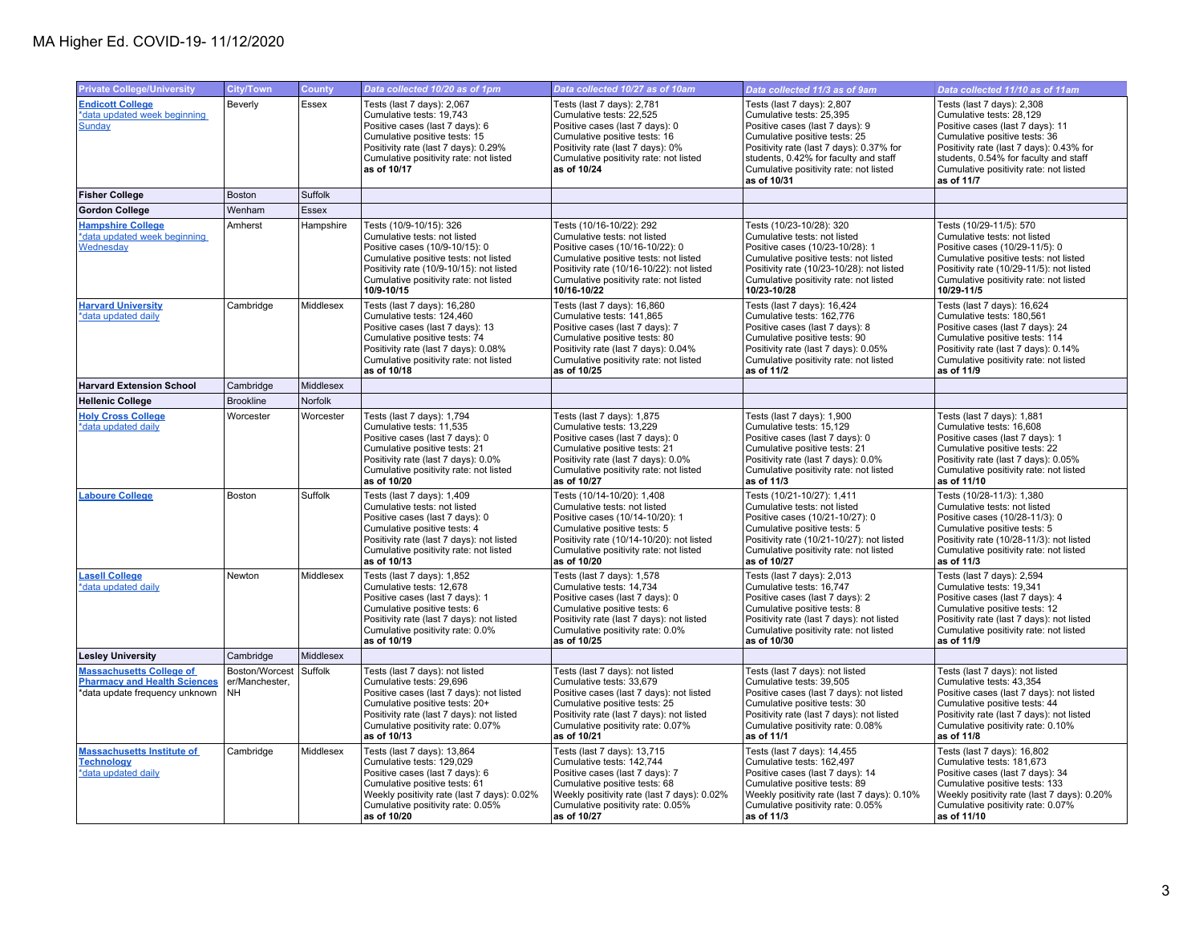# MA Higher Ed. COVID-19- 11/12/2020

| Private College/University | City/Town | County | Data collected 10/20 as of 1pm | Data collected 10/27 as of 10am | Data collected 11/3 as of 9am | Data collected 11/10 as of 11am |
|---|---|---|---|---|---|---|
| **Endicott College** *data updated week beginning Sunday | Beverly | Essex | Tests (last 7 days): 2,067<br>Cumulative tests: 19,743<br>Positive cases (last 7 days): 6<br>Cumulative positive tests: 15<br>Positivity rate (last 7 days): 0.29%<br>Cumulative positivity rate: not listed<br>**as of 10/17** | Tests (last 7 days): 2,781<br>Cumulative tests: 22,525<br>Positive cases (last 7 days): 0<br>Cumulative positive tests: 16<br>Positivity rate (last 7 days): 0%<br>Cumulative positivity rate: not listed<br>**as of 10/24** | Tests (last 7 days): 2,807<br>Cumulative tests: 25,395<br>Positive cases (last 7 days): 9<br>Cumulative positive tests: 25<br>Positivity rate (last 7 days): 0.37% for students, 0.42% for faculty and staff<br>Cumulative positivity rate: not listed<br>**as of 10/31** | Tests (last 7 days): 2,308<br>Cumulative tests: 28,129<br>Positive cases (last 7 days): 11<br>Cumulative positive tests: 36<br>Positivity rate (last 7 days): 0.43% for students, 0.54% for faculty and staff<br>Cumulative positivity rate: not listed<br>**as of 11/7** |
| **Fisher College** | Boston | Suffolk | | | | |
| **Gordon College** | Wenham | Essex | | | | |
| **Hampshire College** *data updated week beginning Wednesday | Amherst | Hampshire | Tests (10/9-10/15): 326<br>Cumulative tests: not listed<br>Positive cases (10/9-10/15): 0<br>Cumulative positive tests: not listed<br>Positivity rate (10/9-10/15): not listed<br>Cumulative positivity rate: not listed<br>**10/9-10/15** | Tests (10/16-10/22): 292<br>Cumulative tests: not listed<br>Positive cases (10/16-10/22): 0<br>Cumulative positive tests: not listed<br>Positivity rate (10/16-10/22): not listed<br>Cumulative positivity rate: not listed<br>**10/16-10/22** | Tests (10/23-10/28): 320<br>Cumulative tests: not listed<br>Positive cases (10/23-10/28): 1<br>Cumulative positive tests: not listed<br>Positivity rate (10/23-10/28): not listed<br>Cumulative positivity rate: not listed<br>**10/23-10/28** | Tests (10/29-11/5): 570<br>Cumulative tests: not listed<br>Positive cases (10/29-11/5): 0<br>Cumulative positive tests: not listed<br>Positivity rate (10/29-11/5): not listed<br>Cumulative positivity rate: not listed<br>**10/29-11/5** |
| **Harvard University** *data updated daily | Cambridge | Middlesex | Tests (last 7 days): 16,280<br>Cumulative tests: 124,460<br>Positive cases (last 7 days): 13<br>Cumulative positive tests: 74<br>Positivity rate (last 7 days): 0.08%<br>Cumulative positivity rate: not listed<br>**as of 10/18** | Tests (last 7 days): 16,860<br>Cumulative tests: 141,865<br>Positive cases (last 7 days): 7<br>Cumulative positive tests: 80<br>Positivity rate (last 7 days): 0.04%<br>Cumulative positivity rate: not listed<br>**as of 10/25** | Tests (last 7 days): 16,424<br>Cumulative tests: 162,776<br>Positive cases (last 7 days): 8<br>Cumulative positive tests: 90<br>Positivity rate (last 7 days): 0.05%<br>Cumulative positivity rate: not listed<br>**as of 11/2** | Tests (last 7 days): 16,624<br>Cumulative tests: 180,561<br>Positive cases (last 7 days): 24<br>Cumulative positive tests: 114<br>Positivity rate (last 7 days): 0.14%<br>Cumulative positivity rate: not listed<br>**as of 11/9** |
| **Harvard Extension School** | Cambridge | Middlesex | | | | |
| **Hellenic College** | Brookline | Norfolk | | | | |
| **Holy Cross College** *data updated daily | Worcester | Worcester | Tests (last 7 days): 1,794<br>Cumulative tests: 11,535<br>Positive cases (last 7 days): 0<br>Cumulative positive tests: 21<br>Positivity rate (last 7 days): 0.0%<br>Cumulative positivity rate: not listed<br>**as of 10/20** | Tests (last 7 days): 1,875<br>Cumulative tests: 13,229<br>Positive cases (last 7 days): 0<br>Cumulative positive tests: 21<br>Positivity rate (last 7 days): 0.0%<br>Cumulative positivity rate: not listed<br>**as of 10/27** | Tests (last 7 days): 1,900<br>Cumulative tests: 15,129<br>Positive cases (last 7 days): 0<br>Cumulative positive tests: 21<br>Positivity rate (last 7 days): 0.0%<br>Cumulative positivity rate: not listed<br>**as of 11/3** | Tests (last 7 days): 1,881<br>Cumulative tests: 16,608<br>Positive cases (last 7 days): 1<br>Cumulative positive tests: 22<br>Positivity rate (last 7 days): 0.05%<br>Cumulative positivity rate: not listed<br>**as of 11/10** |
| **Laboure College** | Boston | Suffolk | Tests (last 7 days): 1,409<br>Cumulative tests: not listed<br>Positive cases (last 7 days): 0<br>Cumulative positive tests: 4<br>Positivity rate (last 7 days): not listed<br>Cumulative positivity rate: not listed<br>**as of 10/13** | Tests (10/14-10/20): 1,408<br>Cumulative tests: not listed<br>Positive cases (10/14-10/20): 1<br>Cumulative positive tests: 5<br>Positivity rate (10/14-10/20): not listed<br>Cumulative positivity rate: not listed<br>**as of 10/20** | Tests (10/21-10/27): 1,411<br>Cumulative tests: not listed<br>Positive cases (10/21-10/27): 0<br>Cumulative positive tests: 5<br>Positivity rate (10/21-10/27): not listed<br>Cumulative positivity rate: not listed<br>**as of 10/27** | Tests (10/28-11/3): 1,380<br>Cumulative tests: not listed<br>Positive cases (10/28-11/3): 0<br>Cumulative positive tests: 5<br>Positivity rate (10/28-11/3): not listed<br>Cumulative positivity rate: not listed<br>**as of 11/3** |
| **Lasell College** *data updated daily | Newton | Middlesex | Tests (last 7 days): 1,852<br>Cumulative tests: 12,678<br>Positive cases (last 7 days): 1<br>Cumulative positive tests: 6<br>Positivity rate (last 7 days): not listed<br>Cumulative positivity rate: 0.0%<br>**as of 10/19** | Tests (last 7 days): 1,578<br>Cumulative tests: 14,734<br>Positive cases (last 7 days): 0<br>Cumulative positive tests: 6<br>Positivity rate (last 7 days): not listed<br>Cumulative positivity rate: 0.0%<br>**as of 10/25** | Tests (last 7 days): 2,013<br>Cumulative tests: 16,747<br>Positive cases (last 7 days): 2<br>Cumulative positive tests: 8<br>Positivity rate (last 7 days): not listed<br>Cumulative positivity rate: not listed<br>**as of 10/30** | Tests (last 7 days): 2,594<br>Cumulative tests: 19,341<br>Positive cases (last 7 days): 4<br>Cumulative positive tests: 12<br>Positivity rate (last 7 days): not listed<br>Cumulative positivity rate: not listed<br>**as of 11/9** |
| **Lesley University** | Cambridge | Middlesex | | | | |
| **Massachusetts College of Pharmacy and Health Sciences** *data update frequency unknown | Boston/Worcester/Manchester, NH | Suffolk | Tests (last 7 days): not listed<br>Cumulative tests: 29,696<br>Positive cases (last 7 days): not listed<br>Cumulative positive tests: 20+<br>Positivity rate (last 7 days): not listed<br>Cumulative positivity rate: 0.07%<br>**as of 10/13** | Tests (last 7 days): not listed<br>Cumulative tests: 33,679<br>Positive cases (last 7 days): not listed<br>Cumulative positive tests: 25<br>Positivity rate (last 7 days): not listed<br>Cumulative positivity rate: 0.07%<br>**as of 10/21** | Tests (last 7 days): not listed<br>Cumulative tests: 39,505<br>Positive cases (last 7 days): not listed<br>Cumulative positive tests: 30<br>Positivity rate (last 7 days): not listed<br>Cumulative positivity rate: 0.08%<br>**as of 11/1** | Tests (last 7 days): not listed<br>Cumulative tests: 43,354<br>Positive cases (last 7 days): not listed<br>Cumulative positive tests: 44<br>Positivity rate (last 7 days): not listed<br>Cumulative positivity rate: 0.10%<br>**as of 11/8** |
| **Massachusetts Institute of Technology** *data updated daily | Cambridge | Middlesex | Tests (last 7 days): 13,864<br>Cumulative tests: 129,029<br>Positive cases (last 7 days): 6<br>Cumulative positive tests: 61<br>Weekly positivity rate (last 7 days): 0.02%<br>Cumulative positivity rate: 0.05%<br>**as of 10/20** | Tests (last 7 days): 13,715<br>Cumulative tests: 142,744<br>Positive cases (last 7 days): 7<br>Cumulative positive tests: 68<br>Weekly positivity rate (last 7 days): 0.02%<br>Cumulative positivity rate: 0.05%<br>**as of 10/27** | Tests (last 7 days): 14,455<br>Cumulative tests: 162,497<br>Positive cases (last 7 days): 14<br>Cumulative positive tests: 89<br>Weekly positivity rate (last 7 days): 0.10%<br>Cumulative positivity rate: 0.05%<br>**as of 11/3** | Tests (last 7 days): 16,802<br>Cumulative tests: 181,673<br>Positive cases (last 7 days): 34<br>Cumulative positive tests: 133<br>Weekly positivity rate (last 7 days): 0.20%<br>Cumulative positivity rate: 0.07%<br>**as of 11/10** |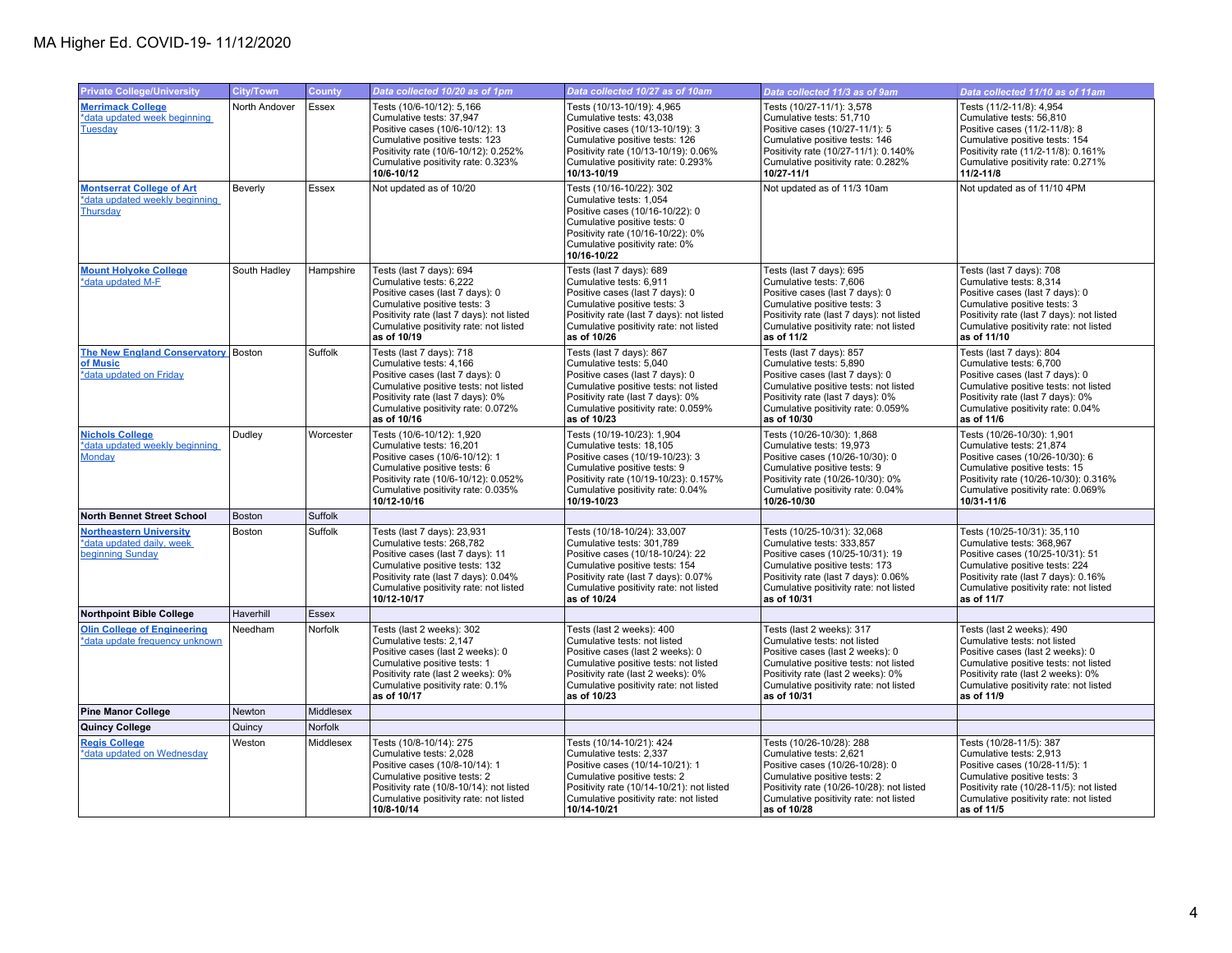# MA Higher Ed. COVID-19- 11/12/2020

| Private College/University | City/Town | County | Data collected 10/20 as of 1pm | Data collected 10/27 as of 10am | Data collected 11/3 as of 9am | Data collected 11/10 as of 11am |
|---|---|---|---|---|---|---|
| **Merrimack College** *data updated week beginning Tuesday | North Andover | Essex | Tests (10/6-10/12): 5,166<br>Cumulative tests: 37,947<br>Positive cases (10/6-10/12): 13<br>Cumulative positive tests: 123<br>Positivity rate (10/6-10/12): 0.252%<br>Cumulative positivity rate: 0.323%<br>**10/6-10/12** | Tests (10/13-10/19): 4,965<br>Cumulative tests: 43,038<br>Positive cases (10/13-10/19): 3<br>Cumulative positive tests: 126<br>Positivity rate (10/13-10/19): 0.06%<br>Cumulative positivity rate: 0.293%<br>**10/13-10/19** | Tests (10/27-11/1): 3,578<br>Cumulative tests: 51,710<br>Positive cases (10/27-11/1): 5<br>Cumulative positive tests: 146<br>Positivity rate (10/27-11/1): 0.140%<br>Cumulative positivity rate: 0.282%<br>**10/27-11/1** | Tests (11/2-11/8): 4,954<br>Cumulative tests: 56,810<br>Positive cases (11/2-11/8): 8<br>Cumulative positive tests: 154<br>Positivity rate (11/2-11/8): 0.161%<br>Cumulative positivity rate: 0.271%<br>**11/2-11/8** |
| **Montserrat College of Art** *data updated weekly beginning Thursday | Beverly | Essex | Not updated as of 10/20 | Tests (10/16-10/22): 302<br>Cumulative tests: 1,054<br>Positive cases (10/16-10/22): 0<br>Cumulative positive tests: 0<br>Positivity rate (10/16-10/22): 0%<br>Cumulative positivity rate: 0%<br>**10/16-10/22** | Not updated as of 11/3 10am | Not updated as of 11/10 4PM |
| **Mount Holyoke College** *data updated M-F | South Hadley | Hampshire | Tests (last 7 days): 694<br>Cumulative tests: 6,222<br>Positive cases (last 7 days): 0<br>Cumulative positive tests: 3<br>Positivity rate (last 7 days): not listed<br>Cumulative positivity rate: not listed<br>**as of 10/19** | Tests (last 7 days): 689<br>Cumulative tests: 6,911<br>Positive cases (last 7 days): 0<br>Cumulative positive tests: 3<br>Positivity rate (last 7 days): not listed<br>Cumulative positivity rate: not listed<br>**as of 10/26** | Tests (last 7 days): 695<br>Cumulative tests: 7,606<br>Positive cases (last 7 days): 0<br>Cumulative positive tests: 3<br>Positivity rate (last 7 days): not listed<br>Cumulative positivity rate: not listed<br>**as of 11/2** | Tests (last 7 days): 708<br>Cumulative tests: 8,314<br>Positive cases (last 7 days): 0<br>Cumulative positive tests: 3<br>Positivity rate (last 7 days): not listed<br>Cumulative positivity rate: not listed<br>**as of 11/10** |
| **The New England Conservatory of Music** *data updated on Friday | Boston | Suffolk | Tests (last 7 days): 718<br>Cumulative tests: 4,166<br>Positive cases (last 7 days): 0<br>Cumulative positive tests: not listed<br>Positivity rate (last 7 days): 0%<br>Cumulative positivity rate: 0.072%<br>**as of 10/16** | Tests (last 7 days): 867<br>Cumulative tests: 5,040<br>Positive cases (last 7 days): 0<br>Cumulative positive tests: not listed<br>Positivity rate (last 7 days): 0%<br>Cumulative positivity rate: 0.059%<br>**as of 10/23** | Tests (last 7 days): 857<br>Cumulative tests: 5,890<br>Positive cases (last 7 days): 0<br>Cumulative positive tests: not listed<br>Positivity rate (last 7 days): 0%<br>Cumulative positivity rate: 0.059%<br>**as of 10/30** | Tests (last 7 days): 804<br>Cumulative tests: 6,700<br>Positive cases (last 7 days): 0<br>Cumulative positive tests: not listed<br>Positivity rate (last 7 days): 0%<br>Cumulative positivity rate: 0.04%<br>**as of 11/6** |
| **Nichols College** *data updated weekly beginning Monday | Dudley | Worcester | Tests (10/6-10/12): 1,920<br>Cumulative tests: 16,201<br>Positive cases (10/6-10/12): 1<br>Cumulative positive tests: 6<br>Positivity rate (10/6-10/12): 0.052%<br>Cumulative positivity rate: 0.035%<br>**10/12-10/16** | Tests (10/19-10/23): 1,904<br>Cumulative tests: 18,105<br>Positive cases (10/19-10/23): 3<br>Cumulative positive tests: 9<br>Positivity rate (10/19-10/23): 0.157%<br>Cumulative positivity rate: 0.04%<br>**10/19-10/23** | Tests (10/26-10/30): 1,868<br>Cumulative tests: 19,973<br>Positive cases (10/26-10/30): 0<br>Cumulative positive tests: 9<br>Positivity rate (10/26-10/30): 0%<br>Cumulative positivity rate: 0.04%<br>**10/26-10/30** | Tests (10/26-10/30): 1,901<br>Cumulative tests: 21,874<br>Positive cases (10/26-10/30): 6<br>Cumulative positive tests: 15<br>Positivity rate (10/26-10/30): 0.316%<br>Cumulative positivity rate: 0.069%<br>**10/31-11/6** |
| **North Bennet Street School** | Boston | Suffolk | | | | |
| **Northeastern University** *data updated daily, week beginning Sunday | Boston | Suffolk | Tests (last 7 days): 23,931<br>Cumulative tests: 268,782<br>Positive cases (last 7 days): 11<br>Cumulative positive tests: 132<br>Positivity rate (last 7 days): 0.04%<br>Cumulative positivity rate: not listed<br>**10/12-10/17** | Tests (10/18-10/24): 33,007<br>Cumulative tests: 301,789<br>Positive cases (10/18-10/24): 22<br>Cumulative positive tests: 154<br>Positivity rate (last 7 days): 0.07%<br>Cumulative positivity rate: not listed<br>**as of 10/24** | Tests (10/25-10/31): 32,068<br>Cumulative tests: 333,857<br>Positive cases (10/25-10/31): 19<br>Cumulative positive tests: 173<br>Positivity rate (last 7 days): 0.06%<br>Cumulative positivity rate: not listed<br>**as of 10/31** | Tests (10/25-10/31): 35,110<br>Cumulative tests: 368,967<br>Positive cases (10/25-10/31): 51<br>Cumulative positive tests: 224<br>Positivity rate (last 7 days): 0.16%<br>Cumulative positivity rate: not listed<br>**as of 11/7** |
| **Northpoint Bible College** | Haverhill | Essex | | | | |
| **Olin College of Engineering** *data update frequency unknown | Needham | Norfolk | Tests (last 2 weeks): 302<br>Cumulative tests: 2,147<br>Positive cases (last 2 weeks): 0<br>Cumulative positive tests: 1<br>Positivity rate (last 2 weeks): 0%<br>Cumulative positivity rate: 0.1%<br>**as of 10/17** | Tests (last 2 weeks): 400<br>Cumulative tests: not listed<br>Positive cases (last 2 weeks): 0<br>Cumulative positive tests: not listed<br>Positivity rate (last 2 weeks): 0%<br>Cumulative positivity rate: not listed<br>**as of 10/23** | Tests (last 2 weeks): 317<br>Cumulative tests: not listed<br>Positive cases (last 2 weeks): 0<br>Cumulative positive tests: not listed<br>Positivity rate (last 2 weeks): 0%<br>Cumulative positivity rate: not listed<br>**as of 10/31** | Tests (last 2 weeks): 490<br>Cumulative tests: not listed<br>Positive cases (last 2 weeks): 0<br>Cumulative positive tests: not listed<br>Positivity rate (last 2 weeks): 0%<br>Cumulative positivity rate: not listed<br>**as of 11/9** |
| **Pine Manor College** | Newton | Middlesex | | | | |
| **Quincy College** | Quincy | Norfolk | | | | |
| **Regis College** *data updated on Wednesday | Weston | Middlesex | Tests (10/8-10/14): 275<br>Cumulative tests: 2,028<br>Positive cases (10/8-10/14): 1<br>Cumulative positive tests: 2<br>Positivity rate (10/8-10/14): not listed<br>Cumulative positivity rate: not listed<br>**10/8-10/14** | Tests (10/14-10/21): 424<br>Cumulative tests: 2,337<br>Positive cases (10/14-10/21): 1<br>Cumulative positive tests: 2<br>Positivity rate (10/14-10/21): not listed<br>Cumulative positivity rate: not listed<br>**10/14-10/21** | Tests (10/26-10/28): 288<br>Cumulative tests: 2,621<br>Positive cases (10/26-10/28): 0<br>Cumulative positive tests: 2<br>Positivity rate (10/26-10/28): not listed<br>Cumulative positivity rate: not listed<br>**as of 10/28** | Tests (10/28-11/5): 387<br>Cumulative tests: 2,913<br>Positive cases (10/28-11/5): 1<br>Cumulative positive tests: 3<br>Positivity rate (10/28-11/5): not listed<br>Cumulative positivity rate: not listed<br>**as of 11/5** |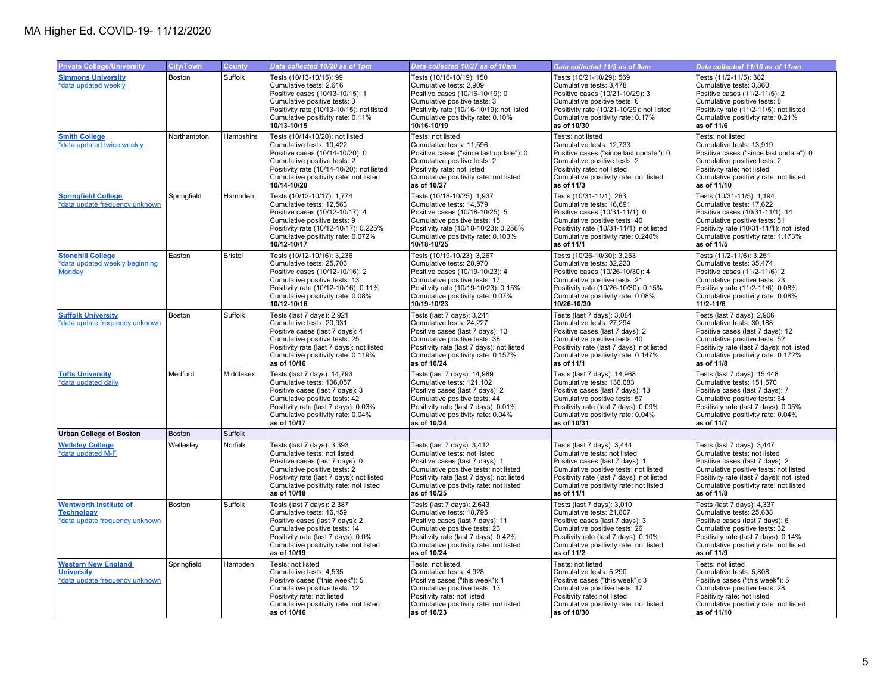MA Higher Ed. COVID-19- 11/12/2020

| Private College/University | City/Town | County | Data collected 10/20 as of 1pm | Data collected 10/27 as of 10am | Data collected 11/3 as of 9am | Data collected 11/10 as of 11am |
|---|---|---|---|---|---|---|
| **Simmons University**<br>*data updated weekly | Boston | Suffolk | Tests (10/13-10/15): 99<br>Cumulative tests: 2,616<br>Positive cases (10/13-10/15): 1<br>Cumulative positive tests: 3<br>Positivity rate (10/13-10/15): not listed<br>Cumulative positivity rate: 0.11%<br>**10/13-10/15** | Tests (10/16-10/19): 150<br>Cumulative tests: 2,909<br>Positive cases (10/16-10/19): 0<br>Cumulative positive tests: 3<br>Positivity rate (10/16-10/19): not listed<br>Cumulative positivity rate: 0.10%<br>**10/16-10/19** | Tests (10/21-10/29): 569<br>Cumulative tests: 3,478<br>Positive cases (10/21-10/29): 3<br>Cumulative positive tests: 6<br>Positivity rate (10/21-10/29): not listed<br>Cumulative positivity rate: 0.17%<br>**as of 10/30** | Tests (11/2-11/5): 382<br>Cumulative tests: 3,860<br>Positive cases (11/2-11/5): 2<br>Cumulative positive tests: 8<br>Positivity rate (11/2-11/5): not listed<br>Cumulative positivity rate: 0.21%<br>**as of 11/6** |
| **Smith College**<br>*data updated twice weekly | Northampton | Hampshire | Tests (10/14-10/20): not listed<br>Cumulative tests: 10,422<br>Positive cases (10/14-10/20): 0<br>Cumulative positive tests: 2<br>Positivity rate (10/14-10/20): not listed<br>Cumulative positivity rate: not listed<br>**10/14-10/20** | Tests: not listed<br>Cumulative tests: 11,596<br>Positive cases ("since last update"): 0<br>Cumulative positive tests: 2<br>Positivity rate: not listed<br>Cumulative positivity rate: not listed<br>**as of 10/27** | Tests: not listed<br>Cumulative tests: 12,733<br>Positive cases ("since last update"): 0<br>Cumulative positive tests: 2<br>Positivity rate: not listed<br>Cumulative positivity rate: not listed<br>**as of 11/3** | Tests: not listed<br>Cumulative tests: 13,919<br>Positive cases ("since last update"): 0<br>Cumulative positive tests: 2<br>Positivity rate: not listed<br>Cumulative positivity rate: not listed<br>**as of 11/10** |
| **Springfield College**<br>*data update frequency unknown | Springfield | Hampden | Tests (10/12-10/17): 1,774<br>Cumulative tests: 12,563<br>Positive cases (10/12-10/17): 4<br>Cumulative positive tests: 9<br>Positivity rate (10/12-10/17): 0.225%<br>Cumulative positivity rate: 0.072%<br>**10/12-10/17** | Tests (10/18-10/25): 1,937<br>Cumulative tests: 14,579<br>Positive cases (10/18-10/25): 5<br>Cumulative positive tests: 15<br>Positivity rate (10/18-10/23): 0.258%<br>Cumulative positivity rate: 0.103%<br>**10/18-10/25** | Tests (10/31-11/1): 263<br>Cumulative tests: 16,691<br>Positive cases (10/31-11/1): 0<br>Cumulative positive tests: 40<br>Positivity rate (10/31-11/1): not listed<br>Cumulative positivity rate: 0.240%<br>**as of 11/1** | Tests (10/31-11/5): 1,194<br>Cumulative tests: 17,622<br>Positive cases (10/31-11/1): 14<br>Cumulative positive tests: 51<br>Positivity rate (10/31-11/1): not listed<br>Cumulative positivity rate: 1.173%<br>**as of 11/5** |
| **Stonehill College**<br>*data updated weekly beginning Monday | Easton | Bristol | Tests (10/12-10/16): 3,236<br>Cumulative tests: 25,703<br>Positive cases (10/12-10/16): 2<br>Cumulative positive tests: 13<br>Positivity rate (10/12-10/16): 0.11%<br>Cumulative positivity rate: 0.08%<br>**10/12-10/16** | Tests (10/19-10/23): 3,267<br>Cumulative tests: 28,970<br>Positive cases (10/19-10/23): 4<br>Cumulative positive tests: 17<br>Positivity rate (10/19-10/23): 0.15%<br>Cumulative positivity rate: 0.07%<br>**10/19-10/23** | Tests (10/26-10/30): 3,253<br>Cumulative tests: 32,223<br>Positive cases (10/26-10/30): 4<br>Cumulative positive tests: 21<br>Positivity rate (10/26-10/30): 0.15%<br>Cumulative positivity rate: 0.08%<br>**10/26-10/30** | Tests (11/2-11/6): 3,251<br>Cumulative tests: 35,474<br>Positive cases (11/2-11/6): 2<br>Cumulative positive tests: 23<br>Positivity rate (11/2-11/6): 0.08%<br>Cumulative positivity rate: 0.08%<br>**11/2-11/6** |
| **Suffolk University**<br>*data update frequency unknown | Boston | Suffolk | Tests (last 7 days): 2,921<br>Cumulative tests: 20,931<br>Positive cases (last 7 days): 4<br>Cumulative positive tests: 25<br>Positivity rate (last 7 days): not listed<br>Cumulative positivity rate: 0.119%<br>**as of 10/16** | Tests (last 7 days): 3,241<br>Cumulative tests: 24,227<br>Positive cases (last 7 days): 13<br>Cumulative positive tests: 38<br>Positivity rate (last 7 days): not listed<br>Cumulative positivity rate: 0.157%<br>**as of 10/24** | Tests (last 7 days): 3,084<br>Cumulative tests: 27,294<br>Positive cases (last 7 days): 2<br>Cumulative positive tests: 40<br>Positivity rate (last 7 days): not listed<br>Cumulative positivity rate: 0.147%<br>**as of 11/1** | Tests (last 7 days): 2,906<br>Cumulative tests: 30,188<br>Positive cases (last 7 days): 12<br>Cumulative positive tests: 52<br>Positivity rate (last 7 days): not listed<br>Cumulative positivity rate: 0.172%<br>**as of 11/8** |
| **Tufts University**<br>*data updated daily | Medford | Middlesex | Tests (last 7 days): 14,793<br>Cumulative tests: 106,057<br>Positive cases (last 7 days): 3<br>Cumulative positive tests: 42<br>Positivity rate (last 7 days): 0.03%<br>Cumulative positivity rate: 0.04%<br>**as of 10/17** | Tests (last 7 days): 14,989<br>Cumulative tests: 121,102<br>Positive cases (last 7 days): 2<br>Cumulative positive tests: 44<br>Positivity rate (last 7 days): 0.01%<br>Cumulative positivity rate: 0.04%<br>**as of 10/24** | Tests (last 7 days): 14,968<br>Cumulative tests: 136,083<br>Positive cases (last 7 days): 13<br>Cumulative positive tests: 57<br>Positivity rate (last 7 days): 0.09%<br>Cumulative positivity rate: 0.04%<br>**as of 10/31** | Tests (last 7 days): 15,448<br>Cumulative tests: 151,570<br>Positive cases (last 7 days): 7<br>Cumulative positive tests: 64<br>Positivity rate (last 7 days): 0.05%<br>Cumulative positivity rate: 0.04%<br>**as of 11/7** |
| **Urban College of Boston** | Boston | Suffolk | | | | |
| **Wellesley College**<br>*data updated M-F | Wellesley | Norfolk | Tests (last 7 days): 3,393<br>Cumulative tests: not listed<br>Positive cases (last 7 days): 0<br>Cumulative positive tests: 2<br>Positivity rate (last 7 days): not listed<br>Cumulative positivity rate: not listed<br>**as of 10/18** | Tests (last 7 days): 3,412<br>Cumulative tests: not listed<br>Positive cases (last 7 days): 1<br>Cumulative positive tests: not listed<br>Positivity rate (last 7 days): not listed<br>Cumulative positivity rate: not listed<br>**as of 10/25** | Tests (last 7 days): 3,444<br>Cumulative tests: not listed<br>Positive cases (last 7 days): 1<br>Cumulative positive tests: not listed<br>Positivity rate (last 7 days): not listed<br>Cumulative positivity rate: not listed<br>**as of 11/1** | Tests (last 7 days): 3,447<br>Cumulative tests: not listed<br>Positive cases (last 7 days): 2<br>Cumulative positive tests: not listed<br>Positivity rate (last 7 days): not listed<br>Cumulative positivity rate: not listed<br>**as of 11/8** |
| **Wentworth Institute of Technology**<br>*data update frequency unknown | Boston | Suffolk | Tests (last 7 days): 2,387<br>Cumulative tests: 16,459<br>Positive cases (last 7 days): 2<br>Cumulative positive tests: 14<br>Positivity rate (last 7 days): 0.0%<br>Cumulative positivity rate: not listed<br>**as of 10/19** | Tests (last 7 days): 2,643<br>Cumulative tests: 18,795<br>Positive cases (last 7 days): 11<br>Cumulative positive tests: 23<br>Positivity rate (last 7 days): 0.42%<br>Cumulative positivity rate: not listed<br>**as of 10/24** | Tests (last 7 days): 3,010<br>Cumulative tests: 21,807<br>Positive cases (last 7 days): 3<br>Cumulative positive tests: 26<br>Positivity rate (last 7 days): 0.10%<br>Cumulative positivity rate: not listed<br>**as of 11/2** | Tests (last 7 days): 4,337<br>Cumulative tests: 25,638<br>Positive cases (last 7 days): 6<br>Cumulative positive tests: 32<br>Positivity rate (last 7 days): 0.14%<br>Cumulative positivity rate: not listed<br>**as of 11/9** |
| **Western New England University**<br>*data update frequency unknown | Springfield | Hampden | Tests: not listed<br>Cumulative tests: 4,535<br>Positive cases ("this week"): 5<br>Cumulative positive tests: 12<br>Positivity rate: not listed<br>Cumulative positivity rate: not listed<br>**as of 10/16** | Tests: not listed<br>Cumulative tests: 4,928<br>Positive cases ("this week"): 1<br>Cumulative positive tests: 13<br>Positivity rate: not listed<br>Cumulative positivity rate: not listed<br>**as of 10/23** | Tests: not listed<br>Cumulative tests: 5,290<br>Positive cases ("this week"): 3<br>Cumulative positive tests: 17<br>Positivity rate: not listed<br>Cumulative positivity rate: not listed<br>**as of 10/30** | Tests: not listed<br>Cumulative tests: 5,808<br>Positive cases ("this week"): 5<br>Cumulative positive tests: 28<br>Positivity rate: not listed<br>Cumulative positivity rate: not listed<br>**as of 11/10** |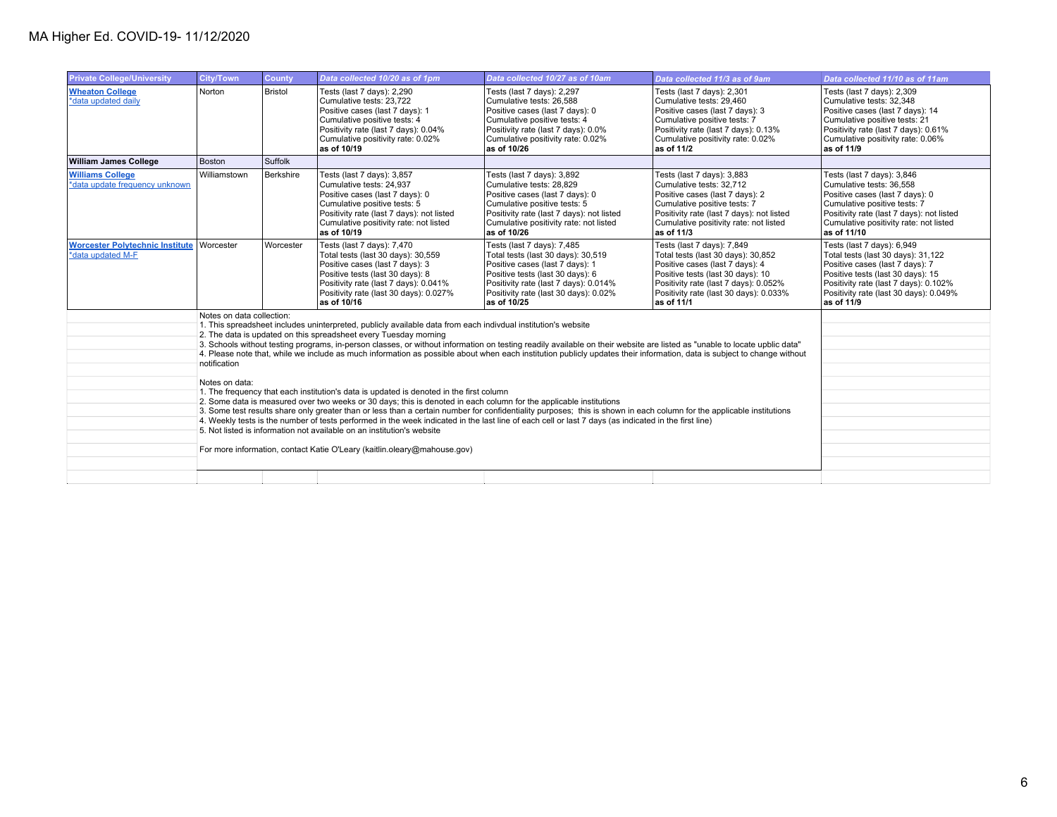MA Higher Ed. COVID-19- 11/12/2020

| Private College/University | City/Town | County | Data collected 10/20 as of 1pm | Data collected 10/27 as of 10am | Data collected 11/3 as of 9am | Data collected 11/10 as of 11am |
|---|---|---|---|---|---|---|
| **Wheaton College**<br>*data updated daily | Norton | Bristol | Tests (last 7 days): 2,290<br>Cumulative tests: 23,722<br>Positive cases (last 7 days): 1<br>Cumulative positive tests: 4<br>Positivity rate (last 7 days): 0.04%<br>Cumulative positivity rate: 0.02%<br>**as of 10/19** | Tests (last 7 days): 2,297<br>Cumulative tests: 26,588<br>Positive cases (last 7 days): 0<br>Cumulative positive tests: 4<br>Positivity rate (last 7 days): 0.0%<br>Cumulative positivity rate: 0.02%<br>**as of 10/26** | Tests (last 7 days): 2,301<br>Cumulative tests: 29,460<br>Positive cases (last 7 days): 3<br>Cumulative positive tests: 7<br>Positivity rate (last 7 days): 0.13%<br>Cumulative positivity rate: 0.02%<br>**as of 11/2** | Tests (last 7 days): 2,309<br>Cumulative tests: 32,348<br>Positive cases (last 7 days): 14<br>Cumulative positive tests: 21<br>Positivity rate (last 7 days): 0.61%<br>Cumulative positivity rate: 0.06%<br>**as of 11/9** |
| **William James College** | Boston | Suffolk | | | | |
| **Williams College**<br>*data update frequency unknown | Williamstown | Berkshire | Tests (last 7 days): 3,857<br>Cumulative tests: 24,937<br>Positive cases (last 7 days): 0<br>Cumulative positive tests: 5<br>Positivity rate (last 7 days): not listed<br>Cumulative positivity rate: not listed<br>**as of 10/19** | Tests (last 7 days): 3,892<br>Cumulative tests: 28,829<br>Positive cases (last 7 days): 0<br>Cumulative positive tests: 5<br>Positivity rate (last 7 days): not listed<br>Cumulative positivity rate: not listed<br>**as of 10/26** | Tests (last 7 days): 3,883<br>Cumulative tests: 32,712<br>Positive cases (last 7 days): 2<br>Cumulative positive tests: 7<br>Positivity rate (last 7 days): not listed<br>Cumulative positivity rate: not listed<br>**as of 11/3** | Tests (last 7 days): 3,846<br>Cumulative tests: 36,558<br>Positive cases (last 7 days): 0<br>Cumulative positive tests: 7<br>Positivity rate (last 7 days): not listed<br>Cumulative positivity rate: not listed<br>**as of 11/10** |
| **Worcester Polytechnic Institute**<br>*data updated M-F | Worcester | Worcester | Tests (last 7 days): 7,470<br>Total tests (last 30 days): 30,559<br>Positive cases (last 7 days): 3<br>Positive tests (last 30 days): 8<br>Positivity rate (last 7 days): 0.041%<br>Positivity rate (last 30 days): 0.027%<br>**as of 10/16** | Tests (last 7 days): 7,485<br>Total tests (last 30 days): 30,519<br>Positive cases (last 7 days): 1<br>Positive tests (last 30 days): 6<br>Positivity rate (last 7 days): 0.014%<br>Positivity rate (last 30 days): 0.02%<br>**as of 10/25** | Tests (last 7 days): 7,849<br>Total tests (last 30 days): 30,852<br>Positive cases (last 7 days): 4<br>Positive tests (last 30 days): 10<br>Positivity rate (last 7 days): 0.052%<br>Positivity rate (last 30 days): 0.033%<br>**as of 11/1** | Tests (last 7 days): 6,949<br>Total tests (last 30 days): 31,122<br>Positive cases (last 7 days): 7<br>Positive tests (last 30 days): 15<br>Positivity rate (last 7 days): 0.102%<br>Positivity rate (last 30 days): 0.049%<br>**as of 11/9** |

Notes on data collection:
1. This spreadsheet includes uninterpreted, publicly available data from each indivdual institution's website
2. The data is updated on this spreadsheet every Tuesday morning
3. Schools without testing programs, in-person classes, or without information on testing readily available on their website are listed as "unable to locate upblic data"
4. Please note that, while we include as much information as possible about when each institution publicly updates their information, data is subject to change without notification

Notes on data:
1. The frequency that each institution's data is updated is denoted in the first column
2. Some data is measured over two weeks or 30 days; this is denoted in each column for the applicable institutions
3. Some test results share only greater than or less than a certain number for confidentiality purposes; this is shown in each column for the applicable institutions
4. Weekly tests is the number of tests performed in the week indicated in the last line of each cell or last 7 days (as indicated in the first line)
5. Not listed is information not available on an institution's website

For more information, contact Katie O'Leary (kaitlin.oleary@mahouse.gov)